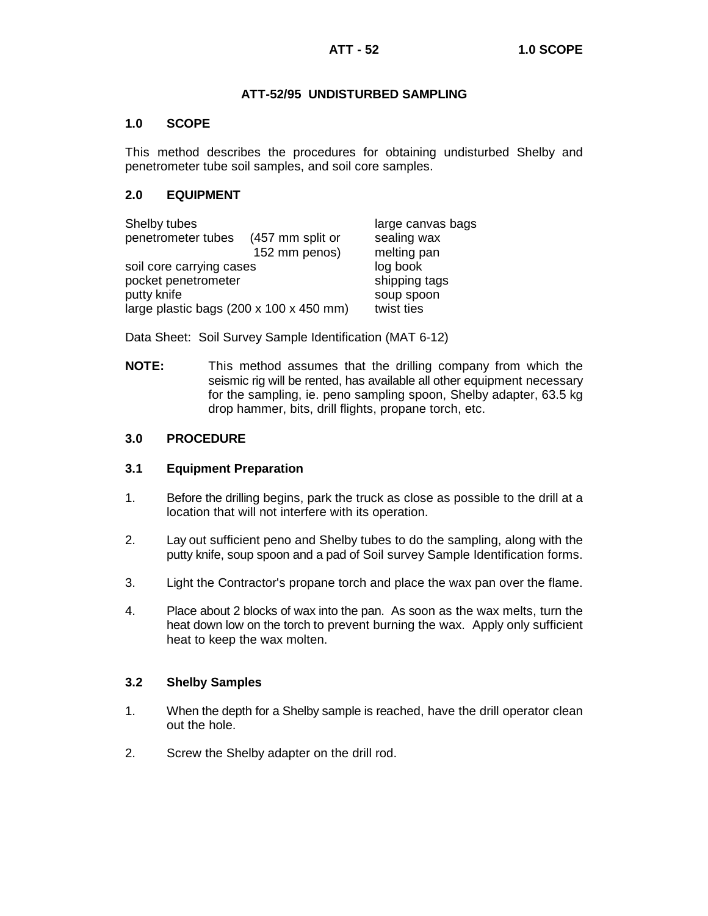# ATT-52/95 UNDISTURBED SAMPLING

## 1.0 SCOPE

This method describes the procedures for obtaining undisturbed Shelby and penetrometer tube soil samples, and soil core samples.

## 2.0 EQUIPMENT

| | |
|---|---|
| Shelby tubes | large canvas bags |
| penetrometer tubes (457 mm split or 152 mm penos) | sealing wax |
| | melting pan |
| soil core carrying cases | log book |
| pocket penetrometer | shipping tags |
| putty knife | soup spoon |
| large plastic bags (200 x 100 x 450 mm) | twist ties |

Data Sheet: Soil Survey Sample Identification (MAT 6-12)

**NOTE:** This method assumes that the drilling company from which the seismic rig will be rented, has available all other equipment necessary for the sampling, ie. peno sampling spoon, Shelby adapter, 63.5 kg drop hammer, bits, drill flights, propane torch, etc.

## 3.0 PROCEDURE

### 3.1 Equipment Preparation

1. Before the drilling begins, park the truck as close as possible to the drill at a location that will not interfere with its operation.
2. Lay out sufficient peno and Shelby tubes to do the sampling, along with the putty knife, soup spoon and a pad of Soil survey Sample Identification forms.
3. Light the Contractor's propane torch and place the wax pan over the flame.
4. Place about 2 blocks of wax into the pan. As soon as the wax melts, turn the heat down low on the torch to prevent burning the wax. Apply only sufficient heat to keep the wax molten.

### 3.2 Shelby Samples

1. When the depth for a Shelby sample is reached, have the drill operator clean out the hole.
2. Screw the Shelby adapter on the drill rod.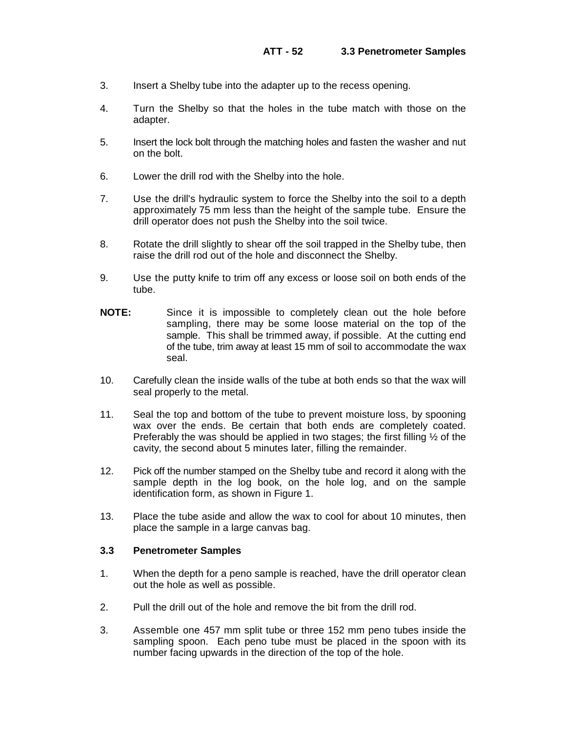3. Insert a Shelby tube into the adapter up to the recess opening.

4. Turn the Shelby so that the holes in the tube match with those on the adapter.

5. Insert the lock bolt through the matching holes and fasten the washer and nut on the bolt.

6. Lower the drill rod with the Shelby into the hole.

7. Use the drill's hydraulic system to force the Shelby into the soil to a depth approximately 75 mm less than the height of the sample tube. Ensure the drill operator does not push the Shelby into the soil twice.

8. Rotate the drill slightly to shear off the soil trapped in the Shelby tube, then raise the drill rod out of the hole and disconnect the Shelby.

9. Use the putty knife to trim off any excess or loose soil on both ends of the tube.

**NOTE:** Since it is impossible to completely clean out the hole before sampling, there may be some loose material on the top of the sample. This shall be trimmed away, if possible. At the cutting end of the tube, trim away at least 15 mm of soil to accommodate the wax seal.

10. Carefully clean the inside walls of the tube at both ends so that the wax will seal properly to the metal.

11. Seal the top and bottom of the tube to prevent moisture loss, by spooning wax over the ends. Be certain that both ends are completely coated. Preferably the was should be applied in two stages; the first filling ½ of the cavity, the second about 5 minutes later, filling the remainder.

12. Pick off the number stamped on the Shelby tube and record it along with the sample depth in the log book, on the hole log, and on the sample identification form, as shown in Figure 1.

13. Place the tube aside and allow the wax to cool for about 10 minutes, then place the sample in a large canvas bag.

### 3.3 Penetrometer Samples

1. When the depth for a peno sample is reached, have the drill operator clean out the hole as well as possible.

2. Pull the drill out of the hole and remove the bit from the drill rod.

3. Assemble one 457 mm split tube or three 152 mm peno tubes inside the sampling spoon. Each peno tube must be placed in the spoon with its number facing upwards in the direction of the top of the hole.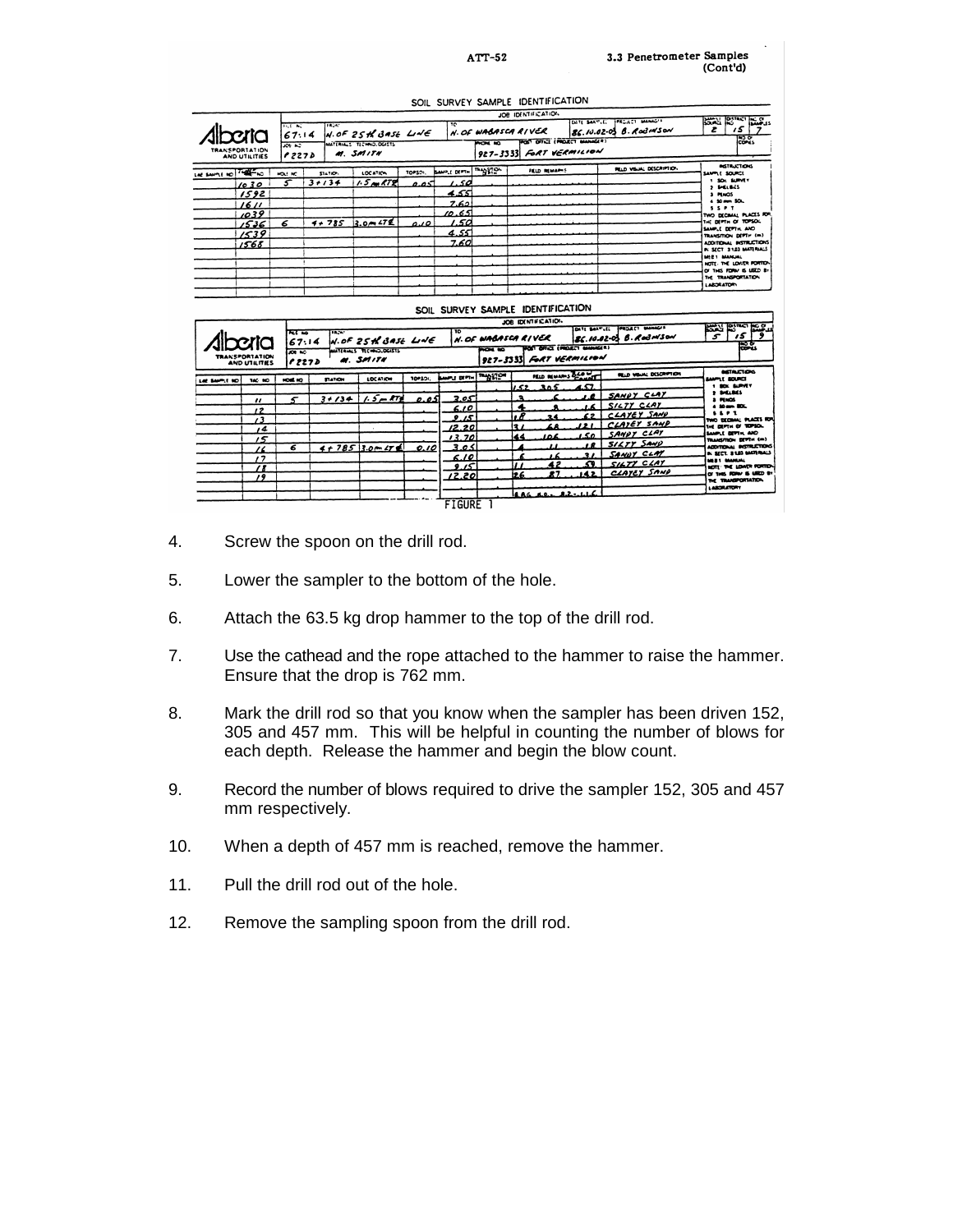ATT-52 — 3.3 Penetrometer Samples (Cont'd)

**SOIL SURVEY SAMPLE IDENTIFICATION**

| Alberta Transportation and Utilities | | | | | | |
|---|---|---|---|---|---|---|
| File No. 67:14 | From: N. of 25th Base Line | To: N. of Wabasca River | Date Sampled 86.10.02-03 | Project Manager B. Robinson | Sample Source 2 | District No. 15 / No. of Samples 7 |
| Job No. P227D | Materials Technologists M. Smith | Phone No. 927-3333 | Post Office (Project Manager) Fort Vermilion | | | |

| Lab Sample No | Field No | Hole No | Station | Location | Topsoil | Sample Depth | Transition Depth | Field Remarks | Field Visual Description |
|---|---|---|---|---|---|---|---|---|---|
| | 1030 | 5 | 3+134 | 1.5 m RT¢ | 0.05 | 1.50 | | | |
| | 1592 | | | | | 4.55 | | | |
| | 1611 | | | | | 7.60 | | | |
| | 1039 | | | | | 10.65 | | | |
| | 1536 | 6 | 4+785 | 3.0 m LT¢ | 0.10 | 1.50 | | | |
| | 1539 | | | | | 4.55 | | | |
| | 1568 | | | | | 7.60 | | | |

Instructions: Sample Source: 1 Soil Survey, 2 Shelbies, 3 Penos, 4 50 mm Sol., 5 S.P.T. Two decimal places for the depth of topsoil, sample depth, and transition depth (m). Additional instructions in Sect. 3.1.03 Materials MBE 1 Manual. Note: The lower portion of this form is used by the Transportation Laboratory.

**SOIL SURVEY SAMPLE IDENTIFICATION**

| Alberta Transportation and Utilities | | | | | | |
|---|---|---|---|---|---|---|
| File No. 67:14 | From: N. of 25th Base Line | To: N. of Wabasca River | Date Sampled 86.10.02-03 | Project Manager B. Robinson | Sample Source 5 | District No. 15 / No. of Samples 9 |
| Job No. P227D | Materials Technologists M. Smith | Phone No. 927-3333 | Post Office (Project Manager) Fort Vermilion | | | |

| Lab Sample No | TAC No | Hole No | Station | Location | Topsoil | Sample Depth | Transition Depth | Field Remarks Blow Count | Field Visual Description |
|---|---|---|---|---|---|---|---|---|---|
| | | | | | | | | 152 . 305 . 457 | |
| | 11 | 5 | 3+134 | 1.5 m RT¢ | 0.05 | 3.05 | | 3 . 6 . 10 | SANDY CLAY |
| | 12 | | | | | 6.10 | | 4 . 8 . 16 | SILTY CLAY |
| | 13 | | | | | 9.15 | | 18 . 34 . 62 | CLAYEY SAND |
| | 14 | | | | | 12.20 | | 31 . 68 . 121 | CLAYEY SAND |
| | 15 | | | | | 13.70 | | 44 . 106 . 150 | SANDY CLAY |
| | 16 | 6 | 4+785 | 3.0 m LT¢ | 0.10 | 3.05 | | 4 . 11 . 18 | SILTY SAND |
| | 17 | | | | | 6.10 | | 6 . 16 . 31 | SANDY CLAY |
| | 18 | | | | | 9.15 | | 11 . 42 . 53 | SILTY CLAY |
| | 19 | | | | | 12.20 | | 26 . 87 . 142 | CLAYEY SAND |
| | | | | | | | | AVG 20 . 52 . 116 | |

FIGURE 1

4. Screw the spoon on the drill rod.

5. Lower the sampler to the bottom of the hole.

6. Attach the 63.5 kg drop hammer to the top of the drill rod.

7. Use the cathead and the rope attached to the hammer to raise the hammer. Ensure that the drop is 762 mm.

8. Mark the drill rod so that you know when the sampler has been driven 152, 305 and 457 mm. This will be helpful in counting the number of blows for each depth. Release the hammer and begin the blow count.

9. Record the number of blows required to drive the sampler 152, 305 and 457 mm respectively.

10. When a depth of 457 mm is reached, remove the hammer.

11. Pull the drill rod out of the hole.

12. Remove the sampling spoon from the drill rod.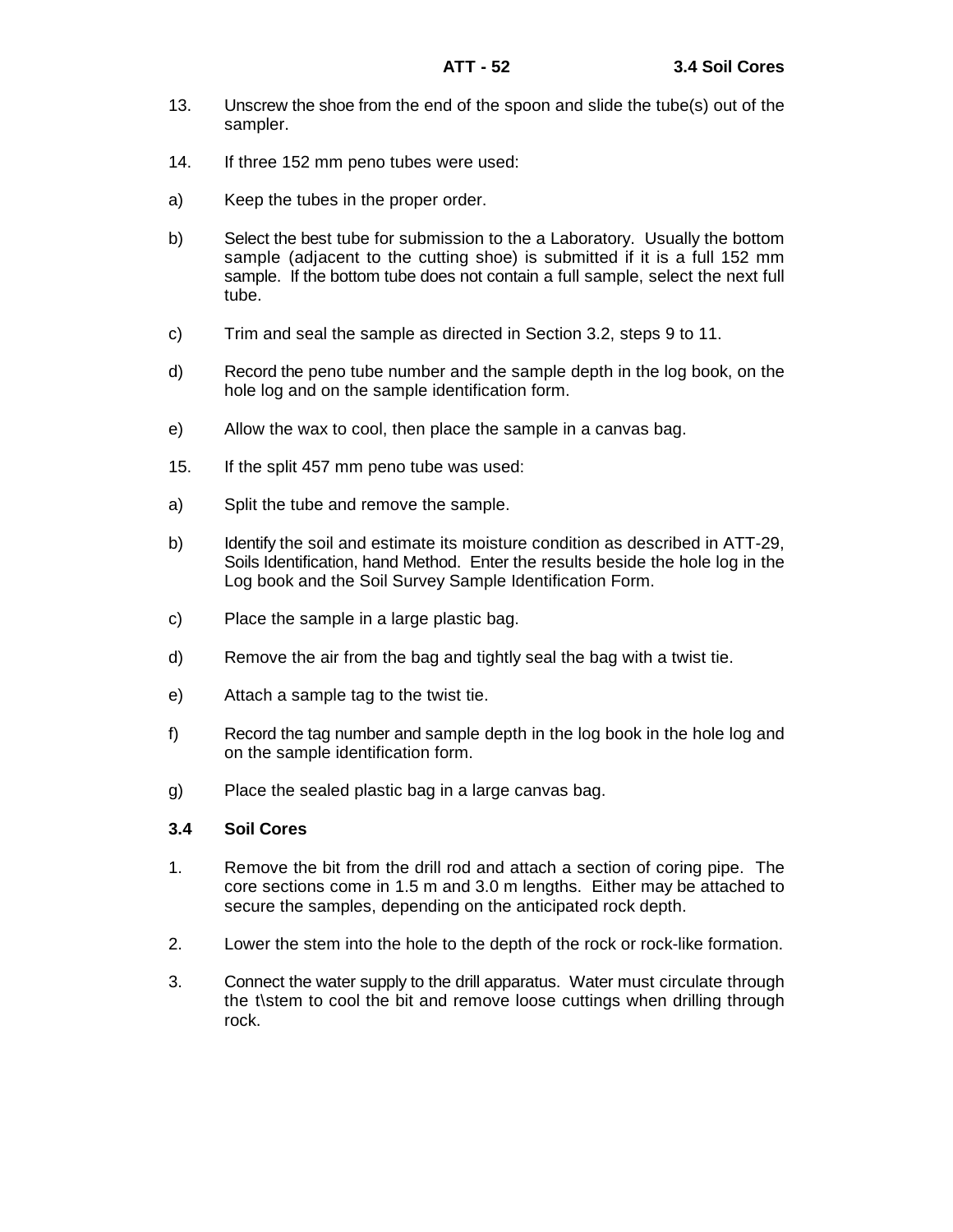13. Unscrew the shoe from the end of the spoon and slide the tube(s) out of the sampler.

14. If three 152 mm peno tubes were used:

a) Keep the tubes in the proper order.

b) Select the best tube for submission to the a Laboratory. Usually the bottom sample (adjacent to the cutting shoe) is submitted if it is a full 152 mm sample. If the bottom tube does not contain a full sample, select the next full tube.

c) Trim and seal the sample as directed in Section 3.2, steps 9 to 11.

d) Record the peno tube number and the sample depth in the log book, on the hole log and on the sample identification form.

e) Allow the wax to cool, then place the sample in a canvas bag.

15. If the split 457 mm peno tube was used:

a) Split the tube and remove the sample.

b) Identify the soil and estimate its moisture condition as described in ATT-29, Soils Identification, hand Method. Enter the results beside the hole log in the Log book and the Soil Survey Sample Identification Form.

c) Place the sample in a large plastic bag.

d) Remove the air from the bag and tightly seal the bag with a twist tie.

e) Attach a sample tag to the twist tie.

f) Record the tag number and sample depth in the log book in the hole log and on the sample identification form.

g) Place the sealed plastic bag in a large canvas bag.

### 3.4 Soil Cores

1. Remove the bit from the drill rod and attach a section of coring pipe. The core sections come in 1.5 m and 3.0 m lengths. Either may be attached to secure the samples, depending on the anticipated rock depth.

2. Lower the stem into the hole to the depth of the rock or rock-like formation.

3. Connect the water supply to the drill apparatus. Water must circulate through the t\stem to cool the bit and remove loose cuttings when drilling through rock.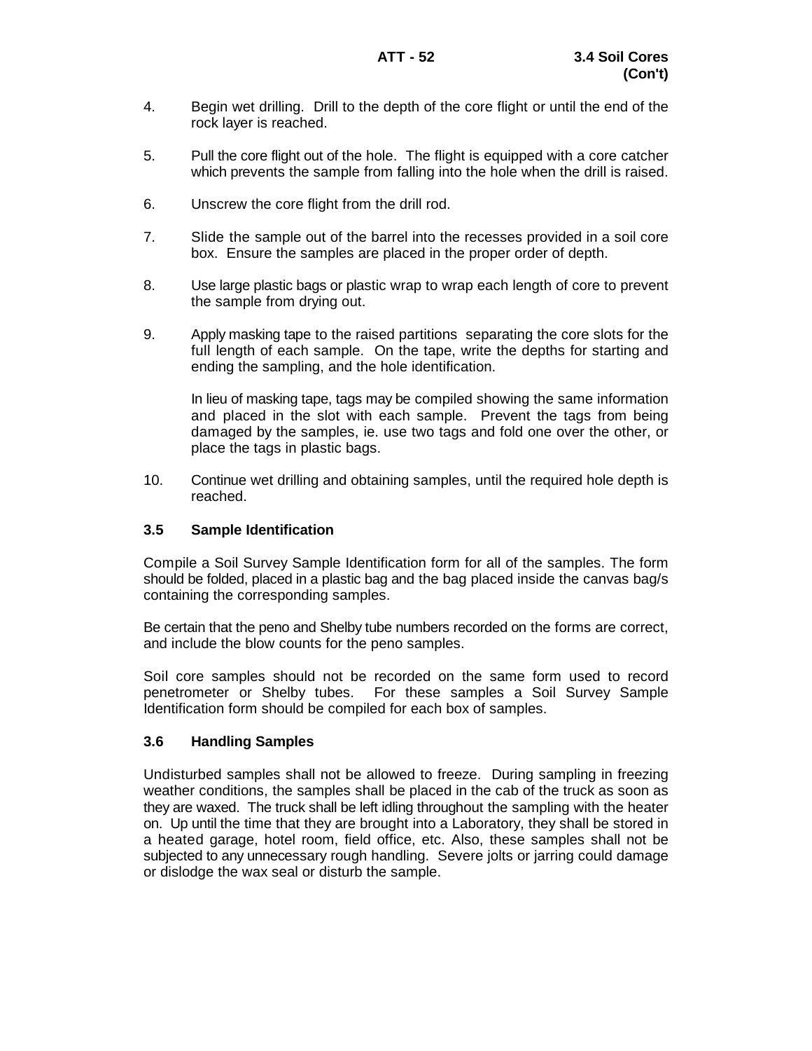4. Begin wet drilling. Drill to the depth of the core flight or until the end of the rock layer is reached.

5. Pull the core flight out of the hole. The flight is equipped with a core catcher which prevents the sample from falling into the hole when the drill is raised.

6. Unscrew the core flight from the drill rod.

7. Slide the sample out of the barrel into the recesses provided in a soil core box. Ensure the samples are placed in the proper order of depth.

8. Use large plastic bags or plastic wrap to wrap each length of core to prevent the sample from drying out.

9. Apply masking tape to the raised partitions separating the core slots for the full length of each sample. On the tape, write the depths for starting and ending the sampling, and the hole identification.

   In lieu of masking tape, tags may be compiled showing the same information and placed in the slot with each sample. Prevent the tags from being damaged by the samples, ie. use two tags and fold one over the other, or place the tags in plastic bags.

10. Continue wet drilling and obtaining samples, until the required hole depth is reached.

### 3.5 Sample Identification

Compile a Soil Survey Sample Identification form for all of the samples. The form should be folded, placed in a plastic bag and the bag placed inside the canvas bag/s containing the corresponding samples.

Be certain that the peno and Shelby tube numbers recorded on the forms are correct, and include the blow counts for the peno samples.

Soil core samples should not be recorded on the same form used to record penetrometer or Shelby tubes. For these samples a Soil Survey Sample Identification form should be compiled for each box of samples.

### 3.6 Handling Samples

Undisturbed samples shall not be allowed to freeze. During sampling in freezing weather conditions, the samples shall be placed in the cab of the truck as soon as they are waxed. The truck shall be left idling throughout the sampling with the heater on. Up until the time that they are brought into a Laboratory, they shall be stored in a heated garage, hotel room, field office, etc. Also, these samples shall not be subjected to any unnecessary rough handling. Severe jolts or jarring could damage or dislodge the wax seal or disturb the sample.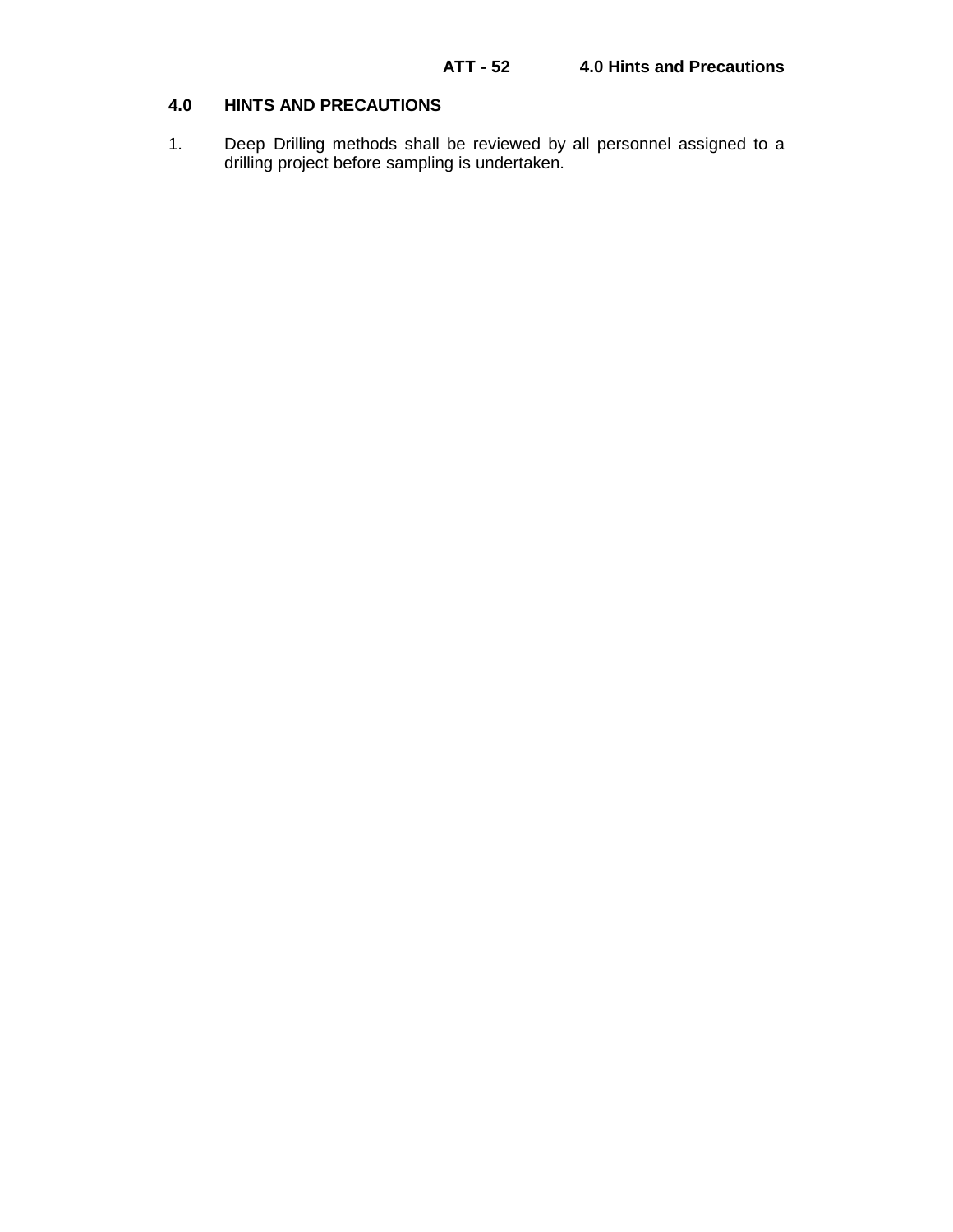## 4.0 HINTS AND PRECAUTIONS

1. Deep Drilling methods shall be reviewed by all personnel assigned to a drilling project before sampling is undertaken.